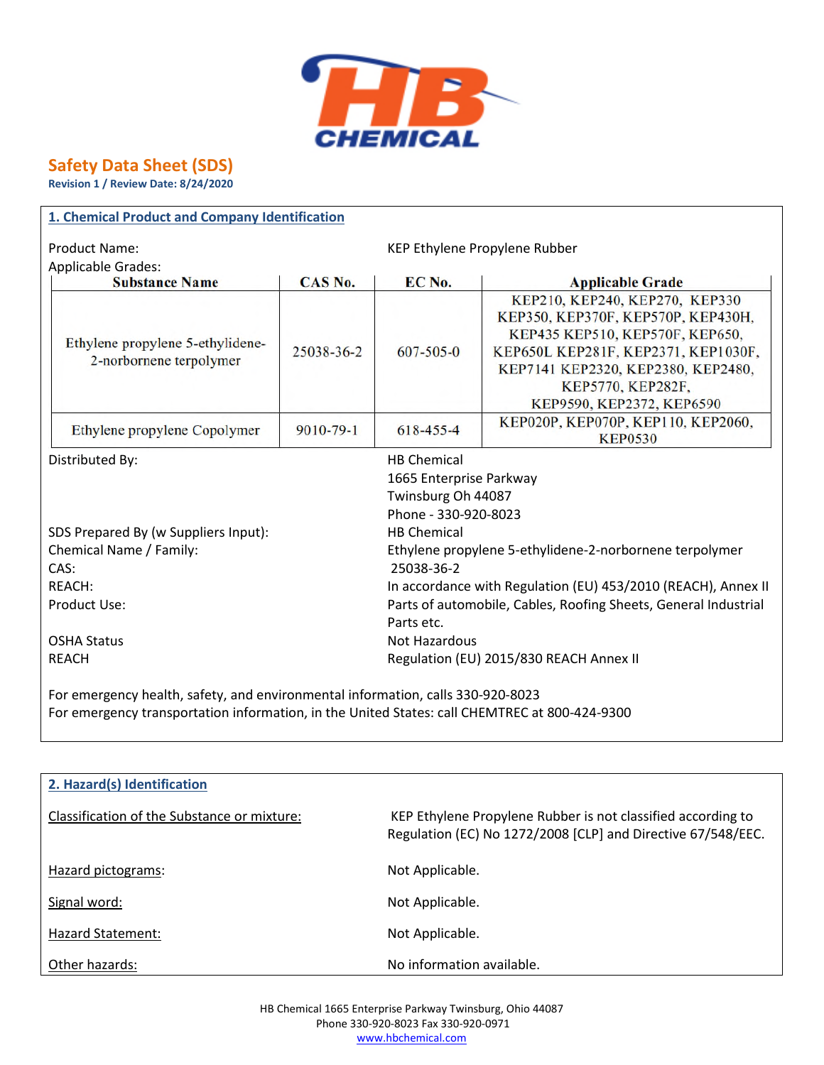# Safety Data Sheet (SDS)

**Revision 1 / Review Date: 8/24/2020**

## 1. Chemical Product and Company Identification

Product Name: KEP Ethylene Propylene Rubber

Applicable Grades:

| Substance Name | CAS No. | EC No. | Applicable Grade |
|---|---|---|---|
| Ethylene propylene 5-ethylidene-2-norbornene terpolymer | 25038-36-2 | 607-505-0 | KEP210, KEP240, KEP270, KEP330 KEP350, KEP370F, KEP570P, KEP430H, KEP435 KEP510, KEP570F, KEP650, KEP650L KEP281F, KEP2371, KEP1030F, KEP7141 KEP2320, KEP2380, KEP2480, KEP5770, KEP282F, KEP9590, KEP2372, KEP6590 |
| Ethylene propylene Copolymer | 9010-79-1 | 618-455-4 | KEP020P, KEP070P, KEP110, KEP2060, KEP0530 |

Distributed By: HB Chemical
1665 Enterprise Parkway
Twinsburg Oh 44087
Phone - 330-920-8023

SDS Prepared By (w Suppliers Input): HB Chemical

Chemical Name / Family: Ethylene propylene 5-ethylidene-2-norbornene terpolymer

CAS: 25038-36-2

REACH: In accordance with Regulation (EU) 453/2010 (REACH), Annex II

Product Use: Parts of automobile, Cables, Roofing Sheets, General Industrial Parts etc.

OSHA Status: Not Hazardous

REACH: Regulation (EU) 2015/830 REACH Annex II

For emergency health, safety, and environmental information, calls 330-920-8023

For emergency transportation information, in the United States: call CHEMTREC at 800-424-9300

## 2. Hazard(s) Identification

Classification of the Substance or mixture: KEP Ethylene Propylene Rubber is not classified according to Regulation (EC) No 1272/2008 [CLP] and Directive 67/548/EEC.

Hazard pictograms: Not Applicable.

Signal word: Not Applicable.

Hazard Statement: Not Applicable.

Other hazards: No information available.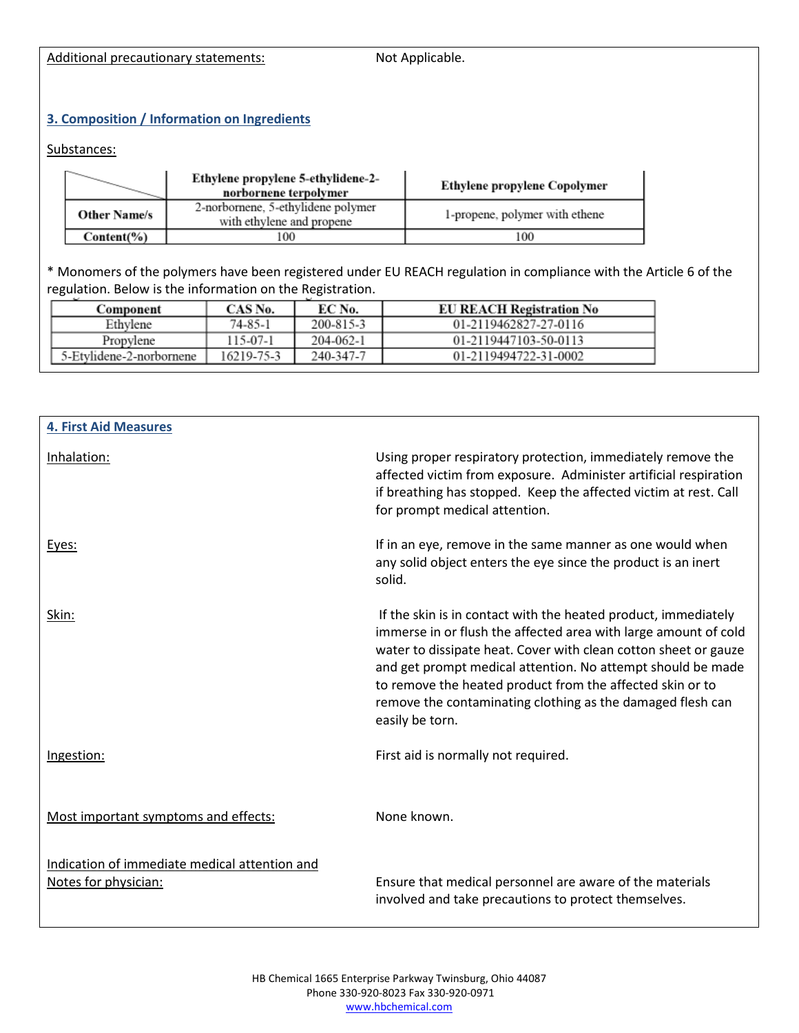Additional precautionary statements: Not Applicable.

## 3. Composition / Information on Ingredients

Substances:

| | Ethylene propylene 5-ethylidene-2-norbornene terpolymer | Ethylene propylene Copolymer |
|---|---|---|
| **Other Name/s** | 2-norbornene, 5-ethylidene polymer with ethylene and propene | 1-propene, polymer with ethene |
| **Content(%)** | 100 | 100 |

* Monomers of the polymers have been registered under EU REACH regulation in compliance with the Article 6 of the regulation. Below is the information on the Registration.

| Component | CAS No. | EC No. | EU REACH Registration No |
|---|---|---|---|
| Ethylene | 74-85-1 | 200-815-3 | 01-2119462827-27-0116 |
| Propylene | 115-07-1 | 204-062-1 | 01-2119447103-50-0113 |
| 5-Etylidene-2-norbornene | 16219-75-3 | 240-347-7 | 01-2119494722-31-0002 |

## 4. First Aid Measures

Inhalation: Using proper respiratory protection, immediately remove the affected victim from exposure. Administer artificial respiration if breathing has stopped. Keep the affected victim at rest. Call for prompt medical attention.

Eyes: If in an eye, remove in the same manner as one would when any solid object enters the eye since the product is an inert solid.

Skin: If the skin is in contact with the heated product, immediately immerse in or flush the affected area with large amount of cold water to dissipate heat. Cover with clean cotton sheet or gauze and get prompt medical attention. No attempt should be made to remove the heated product from the affected skin or to remove the contaminating clothing as the damaged flesh can easily be torn.

Ingestion: First aid is normally not required.

Most important symptoms and effects: None known.

Indication of immediate medical attention and Notes for physician: Ensure that medical personnel are aware of the materials involved and take precautions to protect themselves.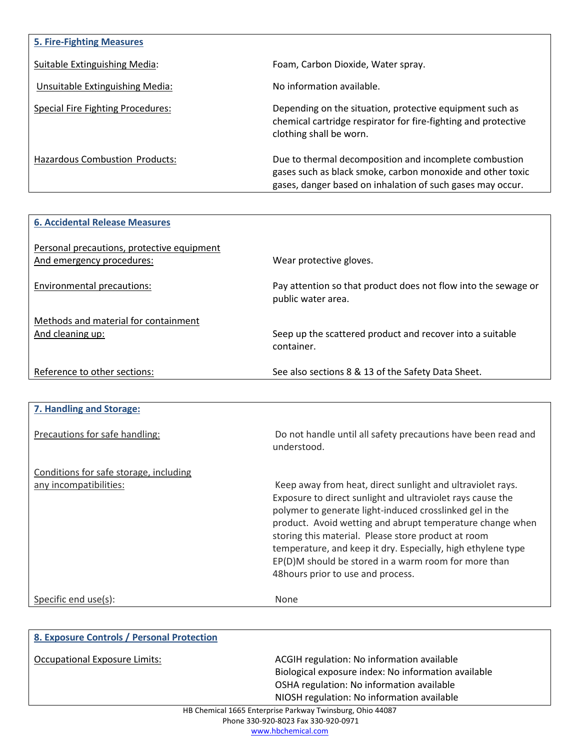## 5. Fire-Fighting Measures

| | |
|---|---|
| Suitable Extinguishing Media: | Foam, Carbon Dioxide, Water spray. |
| Unsuitable Extinguishing Media: | No information available. |
| Special Fire Fighting Procedures: | Depending on the situation, protective equipment such as chemical cartridge respirator for fire-fighting and protective clothing shall be worn. |
| Hazardous Combustion Products: | Due to thermal decomposition and incomplete combustion gases such as black smoke, carbon monoxide and other toxic gases, danger based on inhalation of such gases may occur. |

## 6. Accidental Release Measures

| | |
|---|---|
| Personal precautions, protective equipment And emergency procedures: | Wear protective gloves. |
| Environmental precautions: | Pay attention so that product does not flow into the sewage or public water area. |
| Methods and material for containment And cleaning up: | Seep up the scattered product and recover into a suitable container. |
| Reference to other sections: | See also sections 8 & 13 of the Safety Data Sheet. |

## 7. Handling and Storage:

| | |
|---|---|
| Precautions for safe handling: | Do not handle until all safety precautions have been read and understood. |
| Conditions for safe storage, including any incompatibilities: | Keep away from heat, direct sunlight and ultraviolet rays. Exposure to direct sunlight and ultraviolet rays cause the polymer to generate light-induced crosslinked gel in the product. Avoid wetting and abrupt temperature change when storing this material. Please store product at room temperature, and keep it dry. Especially, high ethylene type EP(D)M should be stored in a warm room for more than 48hours prior to use and process. |
| Specific end use(s): | None |

## 8. Exposure Controls / Personal Protection

| | |
|---|---|
| Occupational Exposure Limits: | ACGIH regulation: No information available<br>Biological exposure index: No information available<br>OSHA regulation: No information available<br>NIOSH regulation: No information available |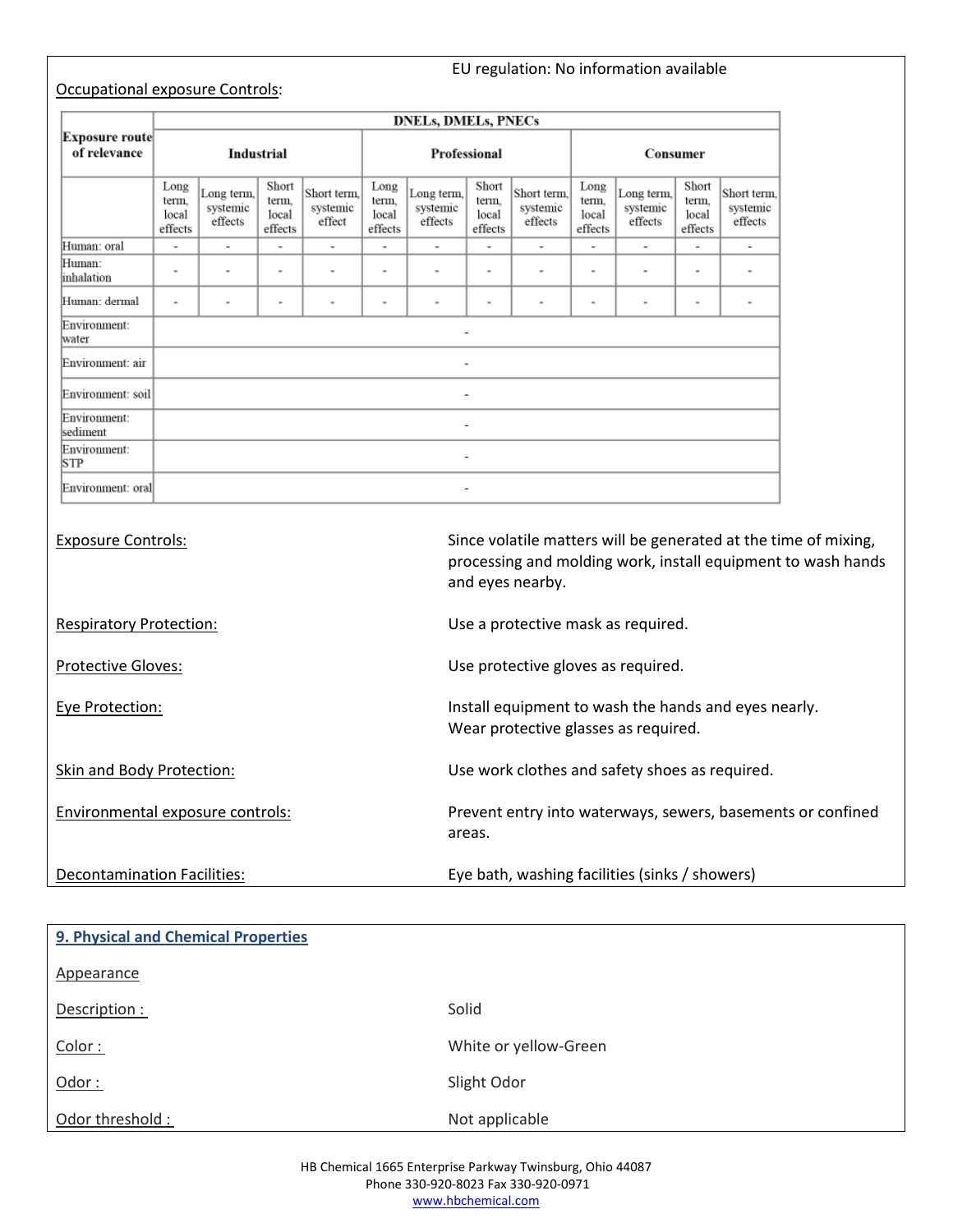EU regulation: No information available

Occupational exposure Controls:

| Exposure route of relevance | DNELs, DMELs, PNECs | | | | | | | | | | | |
|---|---|---|---|---|---|---|---|---|---|---|---|---|
| | Industrial | | | | Professional | | | | Consumer | | | |
| | Long term, local effects | Long term, systemic effects | Short term, local effects | Short term, systemic effect | Long term, local effects | Long term, systemic effects | Short term, local effects | Short term, systemic effects | Long term, local effects | Long term, systemic effects | Short term, local effects | Short term, systemic effects |
| Human: oral | - | - | - | - | - | - | - | - | - | - | - | - |
| Human: inhalation | - | - | - | - | - | - | - | - | - | - | - | - |
| Human: dermal | - | - | - | - | - | - | - | - | - | - | - | - |
| Environment: water | - | | | | | | | | | | | |
| Environment: air | - | | | | | | | | | | | |
| Environment: soil | - | | | | | | | | | | | |
| Environment: sediment | - | | | | | | | | | | | |
| Environment: STP | - | | | | | | | | | | | |
| Environment: oral | - | | | | | | | | | | | |

Exposure Controls: Since volatile matters will be generated at the time of mixing, processing and molding work, install equipment to wash hands and eyes nearby.

Respiratory Protection: Use a protective mask as required.

Protective Gloves: Use protective gloves as required.

Eye Protection: Install equipment to wash the hands and eyes nearly. Wear protective glasses as required.

Skin and Body Protection: Use work clothes and safety shoes as required.

Environmental exposure controls: Prevent entry into waterways, sewers, basements or confined areas.

Decontamination Facilities: Eye bath, washing facilities (sinks / showers)

## 9. Physical and Chemical Properties

Appearance

Description : Solid

Color : White or yellow-Green

Odor : Slight Odor

Odor threshold : Not applicable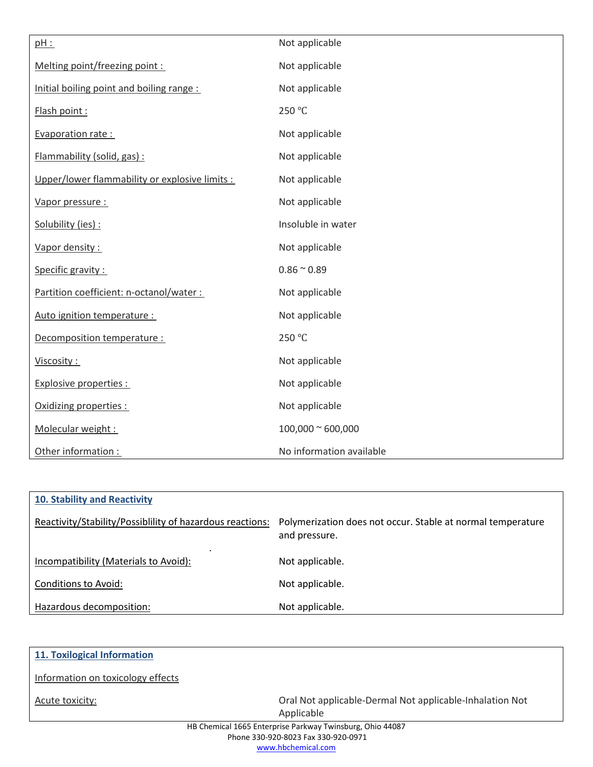| | |
|---|---|
| pH : | Not applicable |
| Melting point/freezing point : | Not applicable |
| Initial boiling point and boiling range : | Not applicable |
| Flash point : | 250 ℃ |
| Evaporation rate : | Not applicable |
| Flammability (solid, gas) : | Not applicable |
| Upper/lower flammability or explosive limits : | Not applicable |
| Vapor pressure : | Not applicable |
| Solubility (ies) : | Insoluble in water |
| Vapor density : | Not applicable |
| Specific gravity : | 0.86 ~ 0.89 |
| Partition coefficient: n-octanol/water : | Not applicable |
| Auto ignition temperature : | Not applicable |
| Decomposition temperature : | 250 ℃ |
| Viscosity : | Not applicable |
| Explosive properties : | Not applicable |
| Oxidizing properties : | Not applicable |
| Molecular weight : | 100,000 ~ 600,000 |
| Other information : | No information available |

## 10. Stability and Reactivity

| | |
|---|---|
| Reactivity/Stability/Possiblility of hazardous reactions: | Polymerization does not occur. Stable at normal temperature and pressure. |
| Incompatibility (Materials to Avoid): | Not applicable. |
| Conditions to Avoid: | Not applicable. |
| Hazardous decomposition: | Not applicable. |

## 11. Toxilogical Information

Information on toxicology effects

| | |
|---|---|
| Acute toxicity: | Oral Not applicable-Dermal Not applicable-Inhalation Not Applicable |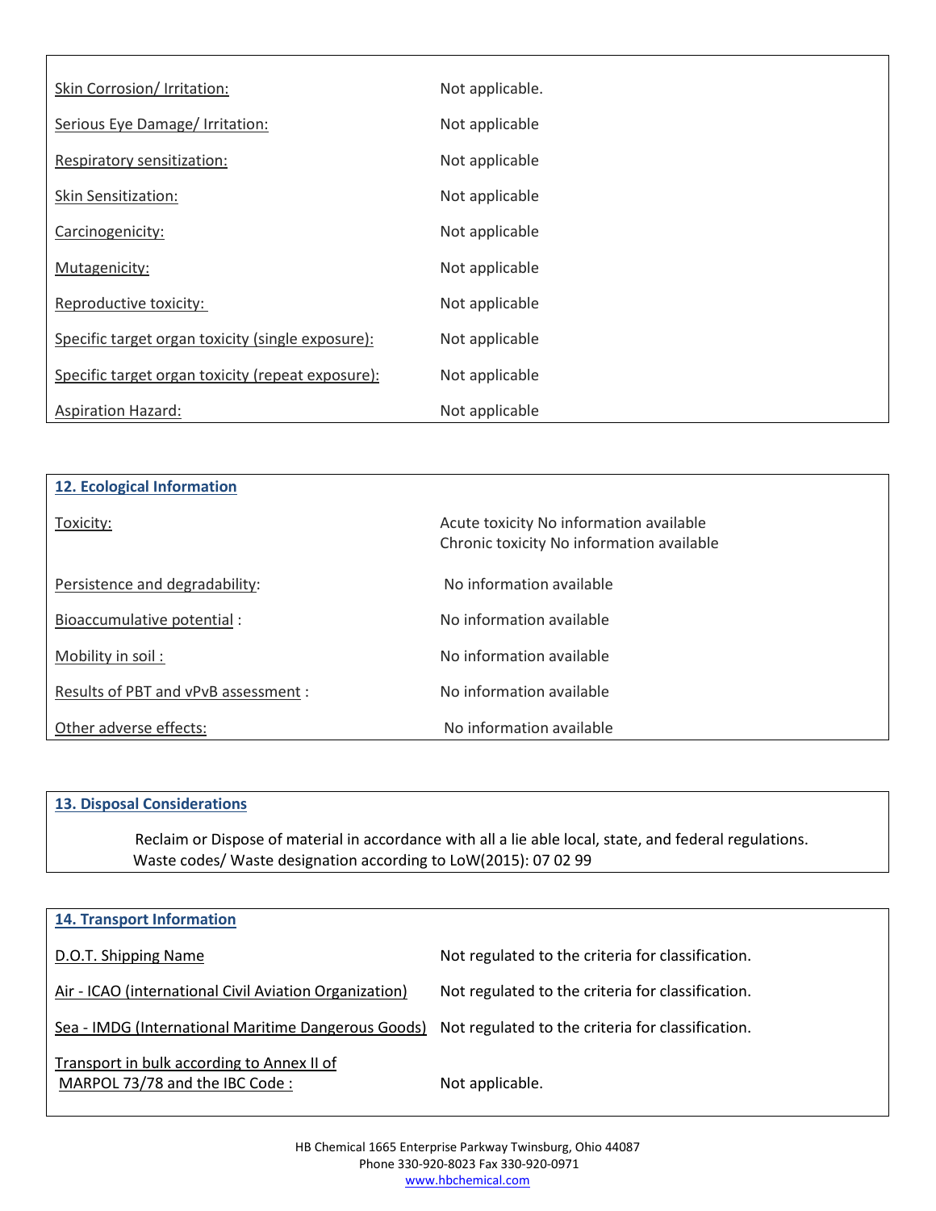| | |
|---|---|
| Skin Corrosion/ Irritation: | Not applicable. |
| Serious Eye Damage/ Irritation: | Not applicable |
| Respiratory sensitization: | Not applicable |
| Skin Sensitization: | Not applicable |
| Carcinogenicity: | Not applicable |
| Mutagenicity: | Not applicable |
| Reproductive toxicity: | Not applicable |
| Specific target organ toxicity (single exposure): | Not applicable |
| Specific target organ toxicity (repeat exposure): | Not applicable |
| Aspiration Hazard: | Not applicable |

## 12. Ecological Information

| | |
|---|---|
| Toxicity: | Acute toxicity No information available<br>Chronic toxicity No information available |
| Persistence and degradability: | No information available |
| Bioaccumulative potential : | No information available |
| Mobility in soil : | No information available |
| Results of PBT and vPvB assessment : | No information available |
| Other adverse effects: | No information available |

## 13. Disposal Considerations

Reclaim or Dispose of material in accordance with all a lie able local, state, and federal regulations.
Waste codes/ Waste designation according to LoW(2015): 07 02 99

## 14. Transport Information

| | |
|---|---|
| D.O.T. Shipping Name | Not regulated to the criteria for classification. |
| Air - ICAO (international Civil Aviation Organization) | Not regulated to the criteria for classification. |
| Sea - IMDG (International Maritime Dangerous Goods) | Not regulated to the criteria for classification. |
| Transport in bulk according to Annex II of MARPOL 73/78 and the IBC Code : | Not applicable. |

HB Chemical 1665 Enterprise Parkway Twinsburg, Ohio 44087
Phone 330-920-8023 Fax 330-920-0971
www.hbchemical.com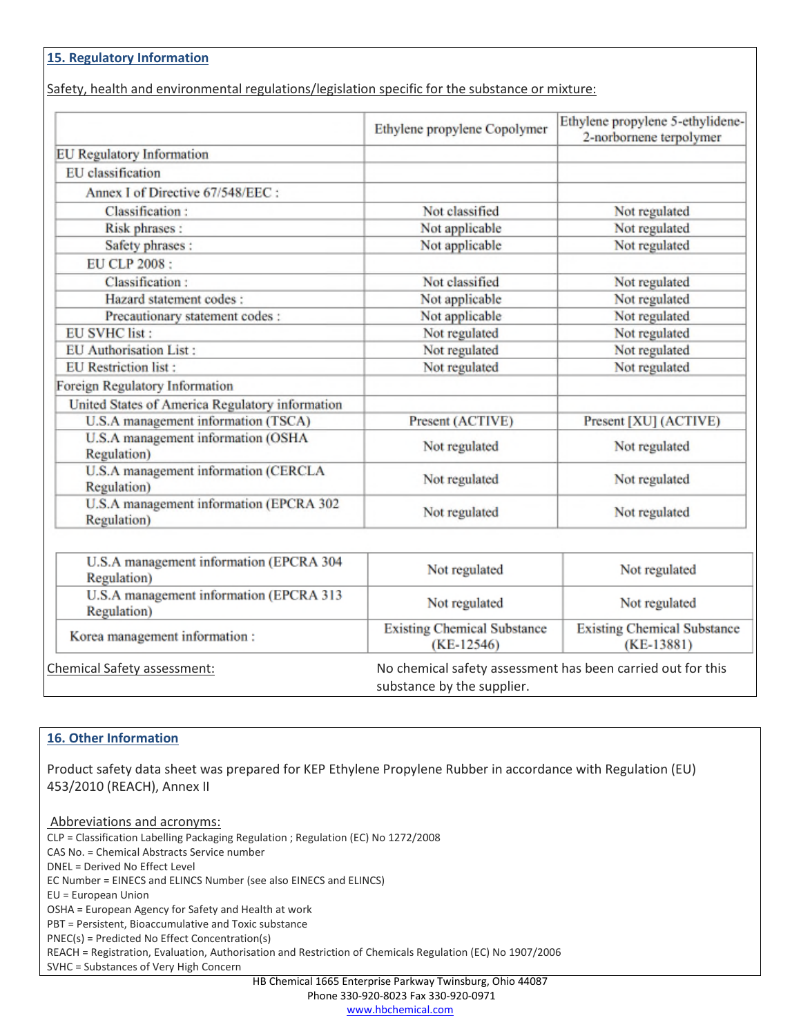## 15. Regulatory Information

Safety, health and environmental regulations/legislation specific for the substance or mixture:

| | Ethylene propylene Copolymer | Ethylene propylene 5-ethylidene-2-norbornene terpolymer |
|---|---|---|
| EU Regulatory Information | | |
| EU classification | | |
| Annex I of Directive 67/548/EEC : | | |
| Classification : | Not classified | Not regulated |
| Risk phrases : | Not applicable | Not regulated |
| Safety phrases : | Not applicable | Not regulated |
| EU CLP 2008 : | | |
| Classification : | Not classified | Not regulated |
| Hazard statement codes : | Not applicable | Not regulated |
| Precautionary statement codes : | Not applicable | Not regulated |
| EU SVHC list : | Not regulated | Not regulated |
| EU Authorisation List : | Not regulated | Not regulated |
| EU Restriction list : | Not regulated | Not regulated |
| Foreign Regulatory Information | | |
| United States of America Regulatory information | | |
| U.S.A management information (TSCA) | Present (ACTIVE) | Present [XU] (ACTIVE) |
| U.S.A management information (OSHA Regulation) | Not regulated | Not regulated |
| U.S.A management information (CERCLA Regulation) | Not regulated | Not regulated |
| U.S.A management information (EPCRA 302 Regulation) | Not regulated | Not regulated |
| U.S.A management information (EPCRA 304 Regulation) | Not regulated | Not regulated |
| U.S.A management information (EPCRA 313 Regulation) | Not regulated | Not regulated |
| Korea management information : | Existing Chemical Substance (KE-12546) | Existing Chemical Substance (KE-13881) |

Chemical Safety assessment: No chemical safety assessment has been carried out for this substance by the supplier.

## 16. Other Information

Product safety data sheet was prepared for KEP Ethylene Propylene Rubber in accordance with Regulation (EU) 453/2010 (REACH), Annex II

Abbreviations and acronyms:

CLP = Classification Labelling Packaging Regulation ; Regulation (EC) No 1272/2008
CAS No. = Chemical Abstracts Service number
DNEL = Derived No Effect Level
EC Number = EINECS and ELINCS Number (see also EINECS and ELINCS)
EU = European Union
OSHA = European Agency for Safety and Health at work
PBT = Persistent, Bioaccumulative and Toxic substance
PNEC(s) = Predicted No Effect Concentration(s)
REACH = Registration, Evaluation, Authorisation and Restriction of Chemicals Regulation (EC) No 1907/2006
SVHC = Substances of Very High Concern

HB Chemical 1665 Enterprise Parkway Twinsburg, Ohio 44087
Phone 330-920-8023 Fax 330-920-0971
www.hbchemical.com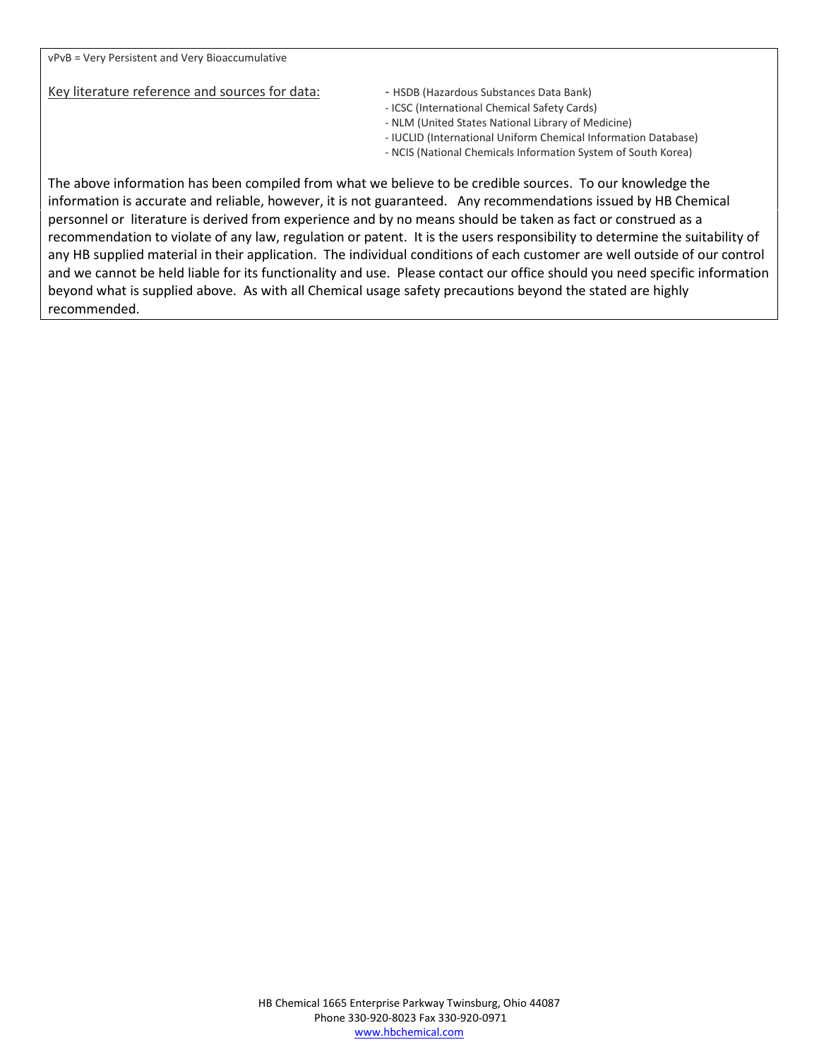vPvB = Very Persistent and Very Bioaccumulative

Key literature reference and sources for data:

- HSDB (Hazardous Substances Data Bank)
- ICSC (International Chemical Safety Cards)
- NLM (United States National Library of Medicine)
- IUCLID (International Uniform Chemical Information Database)
- NCIS (National Chemicals Information System of South Korea)

The above information has been compiled from what we believe to be credible sources. To our knowledge the information is accurate and reliable, however, it is not guaranteed. Any recommendations issued by HB Chemical personnel or literature is derived from experience and by no means should be taken as fact or construed as a recommendation to violate of any law, regulation or patent. It is the users responsibility to determine the suitability of any HB supplied material in their application. The individual conditions of each customer are well outside of our control and we cannot be held liable for its functionality and use. Please contact our office should you need specific information beyond what is supplied above. As with all Chemical usage safety precautions beyond the stated are highly recommended.